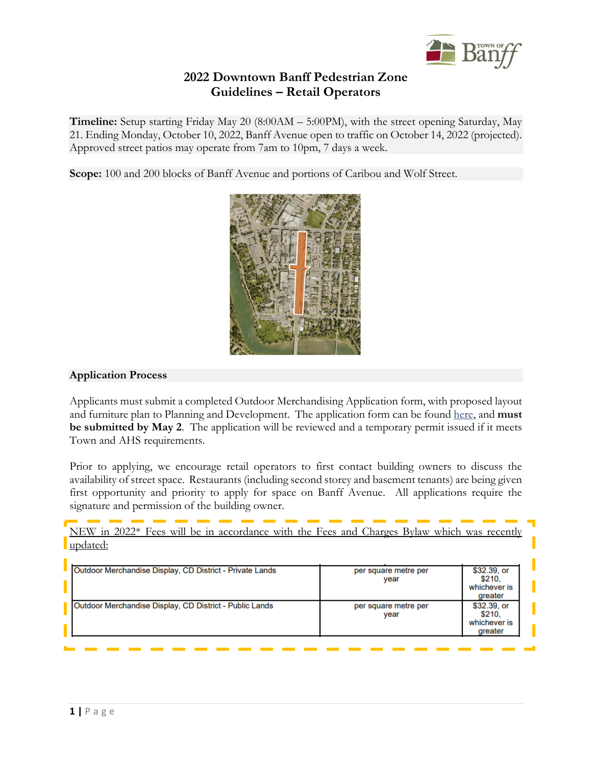# 2022 Downtown Banff Pedestrian Zone Guidelines – Retail Operators

**Timeline:** Setup starting Friday May 20 (8:00AM – 5:00PM), with the street opening Saturday, May 21. Ending Monday, October 10, 2022, Banff Avenue open to traffic on October 14, 2022 (projected). Approved street patios may operate from 7am to 10pm, 7 days a week.

**Scope:** 100 and 200 blocks of Banff Avenue and portions of Caribou and Wolf Street.

## Application Process

Applicants must submit a completed Outdoor Merchandising Application form, with proposed layout and furniture plan to Planning and Development. The application form can be found here, and **must be submitted by May 2**. The application will be reviewed and a temporary permit issued if it meets Town and AHS requirements.

Prior to applying, we encourage retail operators to first contact building owners to discuss the availability of street space. Restaurants (including second storey and basement tenants) are being given first opportunity and priority to apply for space on Banff Avenue. All applications require the signature and permission of the building owner.

NEW in 2022* Fees will be in accordance with the Fees and Charges Bylaw which was recently updated:

| | | |
|---|---|---|
| Outdoor Merchandise Display, CD District - Private Lands | per square metre per year | $32.39, or $210, whichever is greater |
| Outdoor Merchandise Display, CD District - Public Lands | per square metre per year | $32.39, or $210, whichever is greater |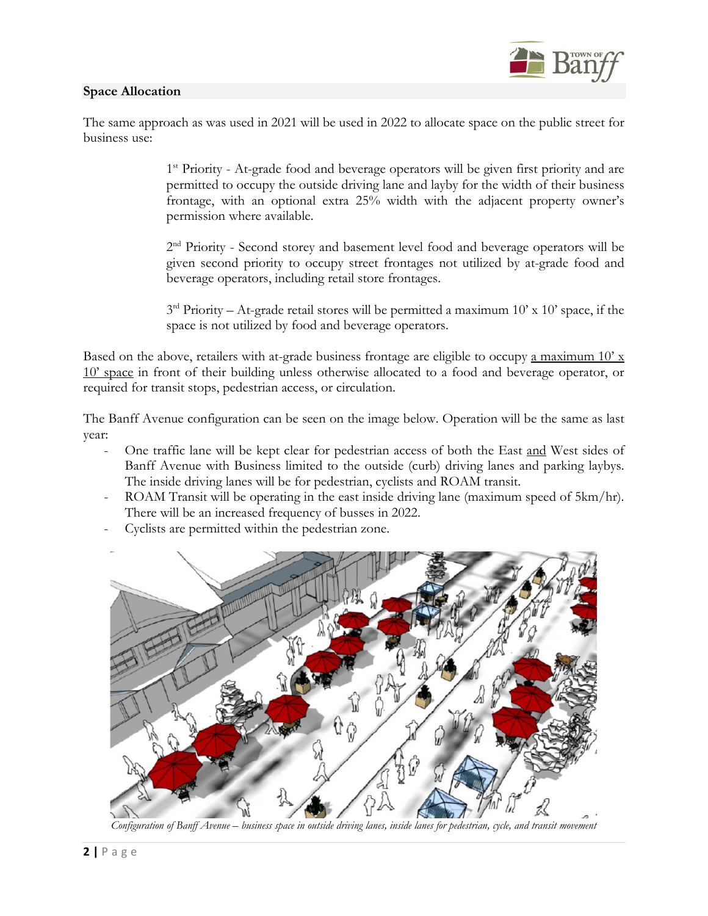## Space Allocation

The same approach as was used in 2021 will be used in 2022 to allocate space on the public street for business use:

> 1st Priority - At-grade food and beverage operators will be given first priority and are permitted to occupy the outside driving lane and layby for the width of their business frontage, with an optional extra 25% width with the adjacent property owner's permission where available.
>
> 2nd Priority - Second storey and basement level food and beverage operators will be given second priority to occupy street frontages not utilized by at-grade food and beverage operators, including retail store frontages.
>
> 3rd Priority – At-grade retail stores will be permitted a maximum 10' x 10' space, if the space is not utilized by food and beverage operators.

Based on the above, retailers with at-grade business frontage are eligible to occupy a maximum 10' x 10' space in front of their building unless otherwise allocated to a food and beverage operator, or required for transit stops, pedestrian access, or circulation.

The Banff Avenue configuration can be seen on the image below. Operation will be the same as last year:

- One traffic lane will be kept clear for pedestrian access of both the East and West sides of Banff Avenue with Business limited to the outside (curb) driving lanes and parking laybys. The inside driving lanes will be for pedestrian, cyclists and ROAM transit.
- ROAM Transit will be operating in the east inside driving lane (maximum speed of 5km/hr). There will be an increased frequency of busses in 2022.
- Cyclists are permitted within the pedestrian zone.

*Configuration of Banff Avenue – business space in outside driving lanes, inside lanes for pedestrian, cycle, and transit movement*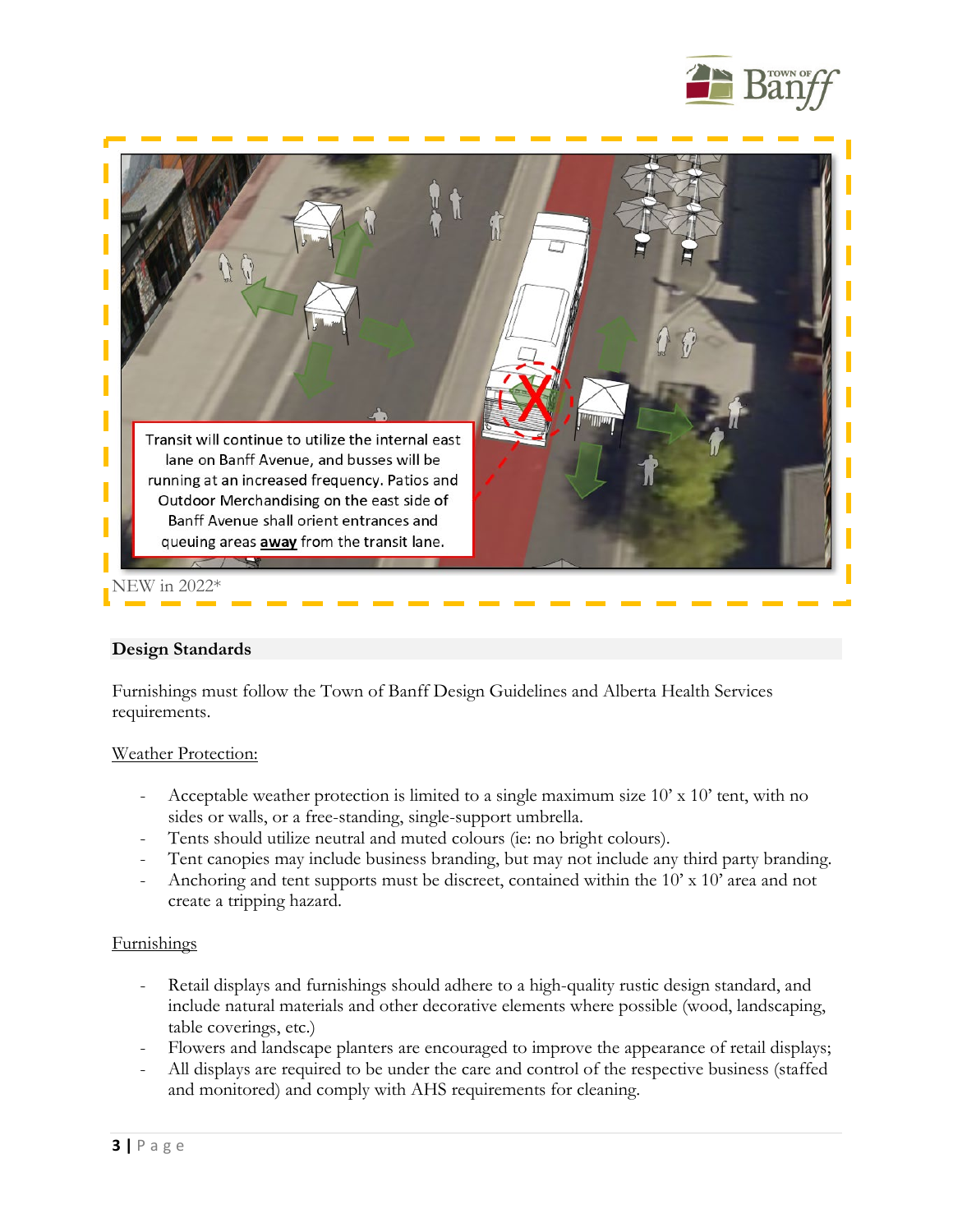Transit will continue to utilize the internal east lane on Banff Avenue, and busses will be running at an increased frequency. Patios and Outdoor Merchandising on the east side of Banff Avenue shall orient entrances and queuing areas **away** from the transit lane.

NEW in 2022*

## Design Standards

Furnishings must follow the Town of Banff Design Guidelines and Alberta Health Services requirements.

Weather Protection:

- Acceptable weather protection is limited to a single maximum size 10' x 10' tent, with no sides or walls, or a free-standing, single-support umbrella.
- Tents should utilize neutral and muted colours (ie: no bright colours).
- Tent canopies may include business branding, but may not include any third party branding.
- Anchoring and tent supports must be discreet, contained within the 10' x 10' area and not create a tripping hazard.

Furnishings

- Retail displays and furnishings should adhere to a high-quality rustic design standard, and include natural materials and other decorative elements where possible (wood, landscaping, table coverings, etc.)
- Flowers and landscape planters are encouraged to improve the appearance of retail displays;
- All displays are required to be under the care and control of the respective business (staffed and monitored) and comply with AHS requirements for cleaning.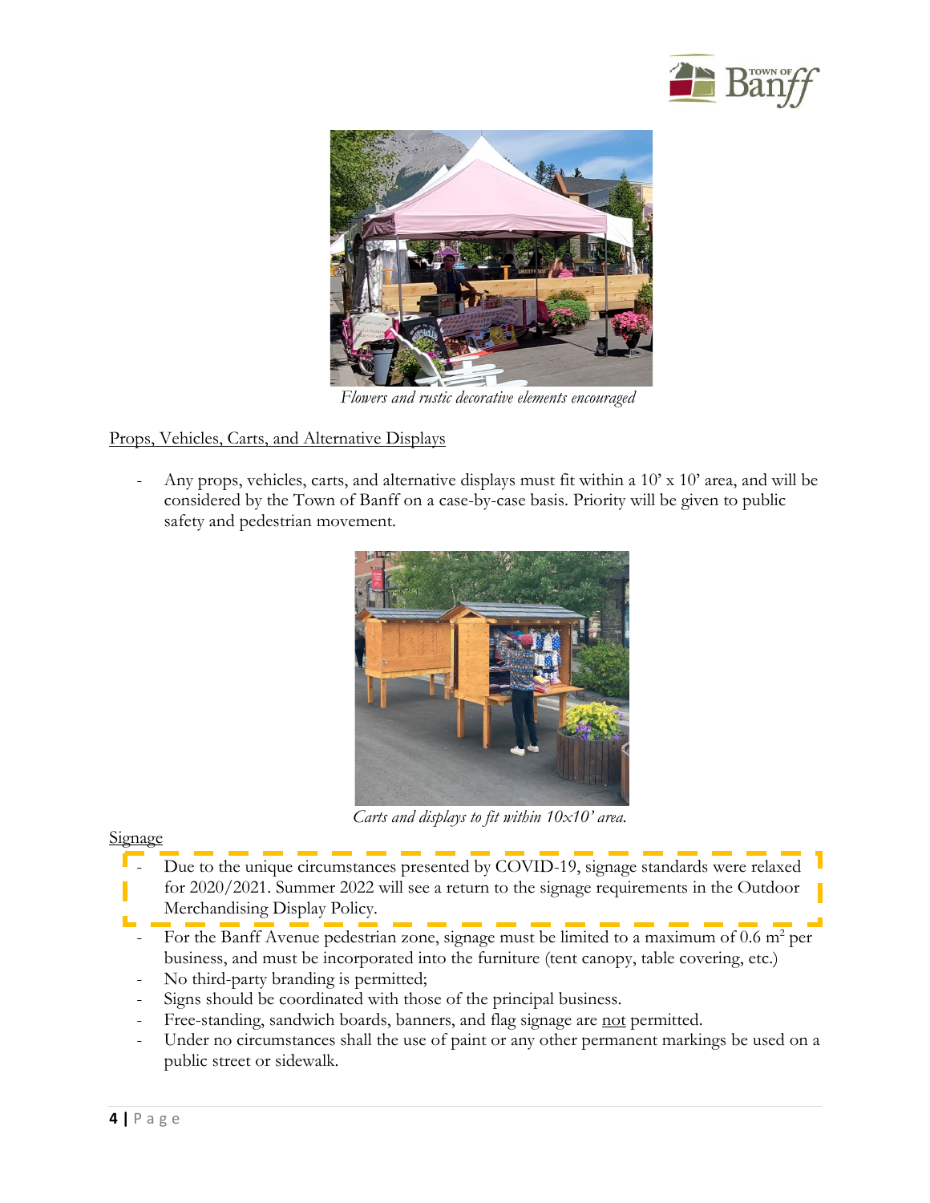*Flowers and rustic decorative elements encouraged*

Props, Vehicles, Carts, and Alternative Displays

- Any props, vehicles, carts, and alternative displays must fit within a 10' x 10' area, and will be considered by the Town of Banff on a case-by-case basis. Priority will be given to public safety and pedestrian movement.

*Carts and displays to fit within 10x10' area.*

Signage

- Due to the unique circumstances presented by COVID-19, signage standards were relaxed for 2020/2021. Summer 2022 will see a return to the signage requirements in the Outdoor Merchandising Display Policy.
- For the Banff Avenue pedestrian zone, signage must be limited to a maximum of 0.6 $m^2$ per business, and must be incorporated into the furniture (tent canopy, table covering, etc.)
- No third-party branding is permitted;
- Signs should be coordinated with those of the principal business.
- Free-standing, sandwich boards, banners, and flag signage are not permitted.
- Under no circumstances shall the use of paint or any other permanent markings be used on a public street or sidewalk.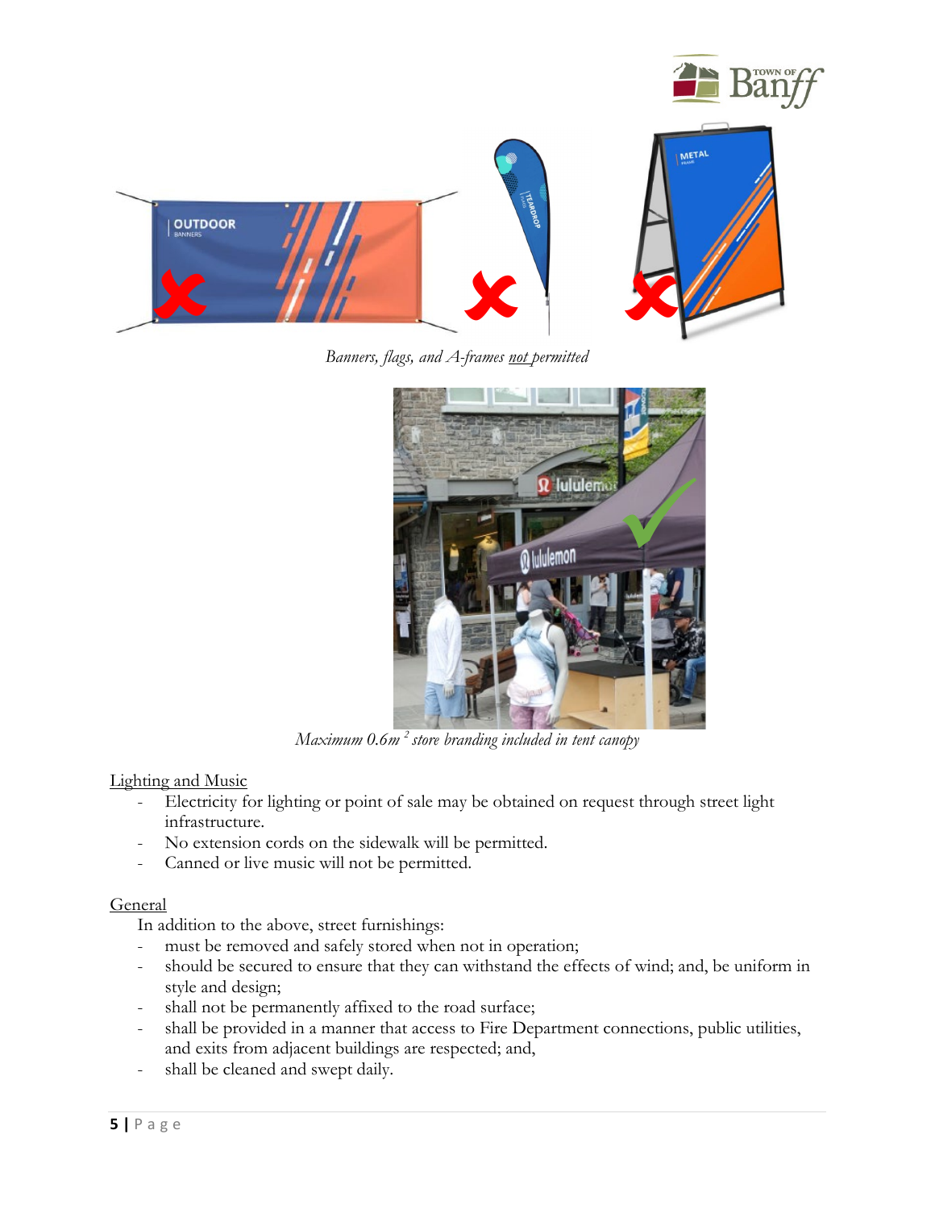*Banners, flags, and A-frames not permitted*

*Maximum 0.6m² store branding included in tent canopy*

Lighting and Music

- Electricity for lighting or point of sale may be obtained on request through street light infrastructure.
- No extension cords on the sidewalk will be permitted.
- Canned or live music will not be permitted.

General

In addition to the above, street furnishings:

- must be removed and safely stored when not in operation;
- should be secured to ensure that they can withstand the effects of wind; and, be uniform in style and design;
- shall not be permanently affixed to the road surface;
- shall be provided in a manner that access to Fire Department connections, public utilities, and exits from adjacent buildings are respected; and,
- shall be cleaned and swept daily.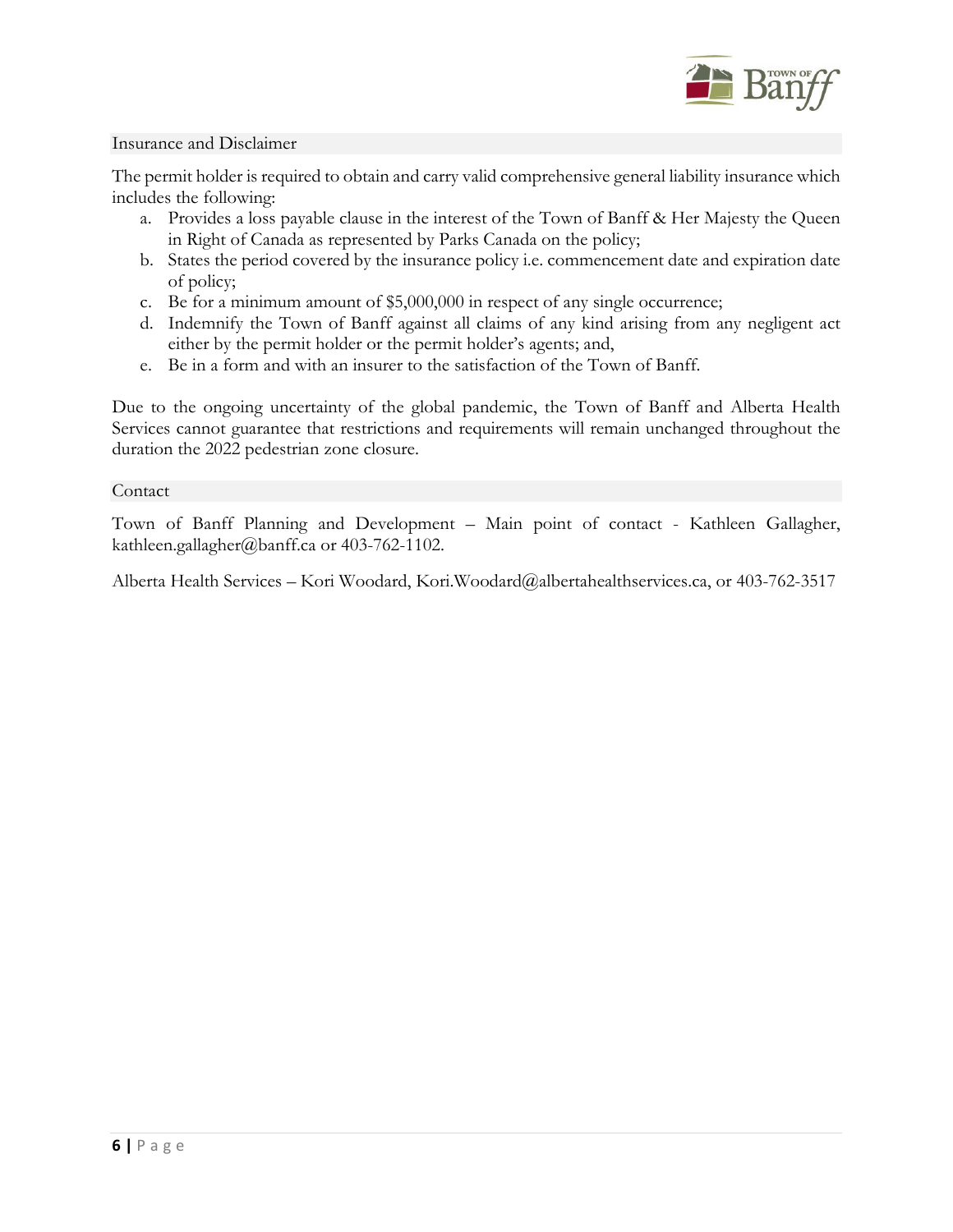## Insurance and Disclaimer

The permit holder is required to obtain and carry valid comprehensive general liability insurance which includes the following:

a. Provides a loss payable clause in the interest of the Town of Banff & Her Majesty the Queen in Right of Canada as represented by Parks Canada on the policy;
b. States the period covered by the insurance policy i.e. commencement date and expiration date of policy;
c. Be for a minimum amount of $5,000,000 in respect of any single occurrence;
d. Indemnify the Town of Banff against all claims of any kind arising from any negligent act either by the permit holder or the permit holder's agents; and,
e. Be in a form and with an insurer to the satisfaction of the Town of Banff.

Due to the ongoing uncertainty of the global pandemic, the Town of Banff and Alberta Health Services cannot guarantee that restrictions and requirements will remain unchanged throughout the duration the 2022 pedestrian zone closure.

## Contact

Town of Banff Planning and Development – Main point of contact - Kathleen Gallagher, kathleen.gallagher@banff.ca or 403-762-1102.

Alberta Health Services – Kori Woodard, Kori.Woodard@albertahealthservices.ca, or 403-762-3517